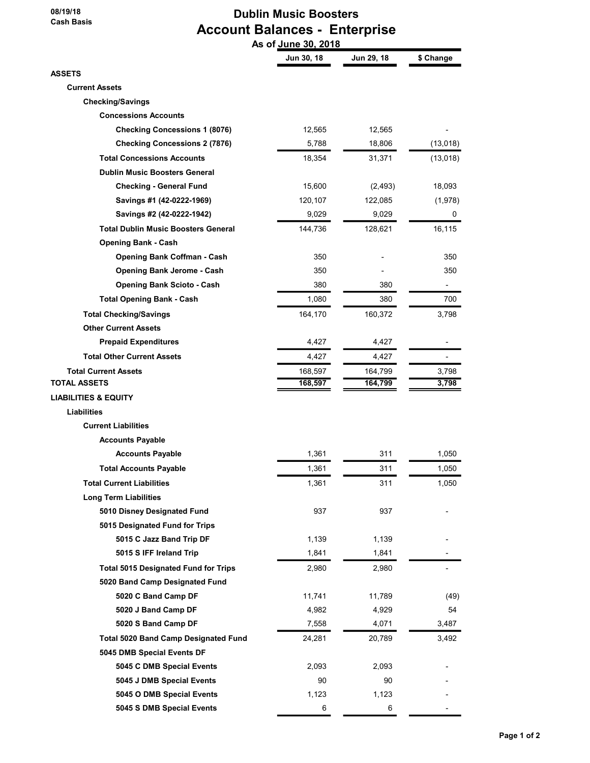08/19/18
Cash Basis

# Dublin Music Boosters
## Account Balances - Enterprise
As of June 30, 2018

| | Jun 30, 18 | Jun 29, 18 | $ Change |
|---|---|---|---|
| **ASSETS** | | | |
| **Current Assets** | | | |
| **Checking/Savings** | | | |
| **Concessions Accounts** | | | |
| **Checking Concessions 1 (8076)** | 12,565 | 12,565 | - |
| **Checking Concessions 2 (7876)** | 5,788 | 18,806 | (13,018) |
| **Total Concessions Accounts** | 18,354 | 31,371 | (13,018) |
| **Dublin Music Boosters General** | | | |
| **Checking - General Fund** | 15,600 | (2,493) | 18,093 |
| **Savings #1 (42-0222-1969)** | 120,107 | 122,085 | (1,978) |
| **Savings #2 (42-0222-1942)** | 9,029 | 9,029 | 0 |
| **Total Dublin Music Boosters General** | 144,736 | 128,621 | 16,115 |
| **Opening Bank - Cash** | | | |
| **Opening Bank Coffman - Cash** | 350 | - | 350 |
| **Opening Bank Jerome - Cash** | 350 | - | 350 |
| **Opening Bank Scioto - Cash** | 380 | 380 | - |
| **Total Opening Bank - Cash** | 1,080 | 380 | 700 |
| **Total Checking/Savings** | 164,170 | 160,372 | 3,798 |
| **Other Current Assets** | | | |
| **Prepaid Expenditures** | 4,427 | 4,427 | - |
| **Total Other Current Assets** | 4,427 | 4,427 | - |
| **Total Current Assets** | 168,597 | 164,799 | 3,798 |
| **TOTAL ASSETS** | 168,597 | 164,799 | 3,798 |
| **LIABILITIES & EQUITY** | | | |
| **Liabilities** | | | |
| **Current Liabilities** | | | |
| **Accounts Payable** | | | |
| **Accounts Payable** | 1,361 | 311 | 1,050 |
| **Total Accounts Payable** | 1,361 | 311 | 1,050 |
| **Total Current Liabilities** | 1,361 | 311 | 1,050 |
| **Long Term Liabilities** | | | |
| **5010 Disney Designated Fund** | 937 | 937 | - |
| **5015 Designated Fund for Trips** | | | |
| **5015 C Jazz Band Trip DF** | 1,139 | 1,139 | - |
| **5015 S IFF Ireland Trip** | 1,841 | 1,841 | - |
| **Total 5015 Designated Fund for Trips** | 2,980 | 2,980 | - |
| **5020 Band Camp Designated Fund** | | | |
| **5020 C Band Camp DF** | 11,741 | 11,789 | (49) |
| **5020 J Band Camp DF** | 4,982 | 4,929 | 54 |
| **5020 S Band Camp DF** | 7,558 | 4,071 | 3,487 |
| **Total 5020 Band Camp Designated Fund** | 24,281 | 20,789 | 3,492 |
| **5045 DMB Special Events DF** | | | |
| **5045 C DMB Special Events** | 2,093 | 2,093 | - |
| **5045 J DMB Special Events** | 90 | 90 | - |
| **5045 O DMB Special Events** | 1,123 | 1,123 | - |
| **5045 S DMB Special Events** | 6 | 6 | - |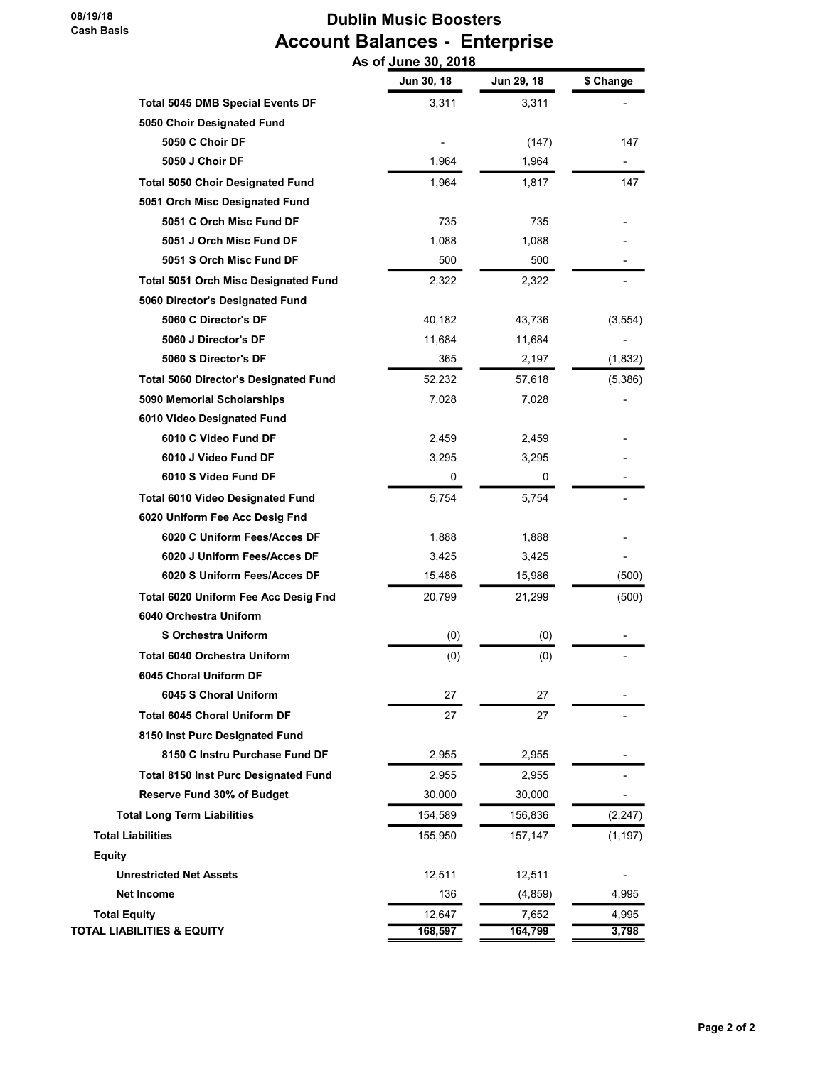08/19/18
Cash Basis

# Dublin Music Boosters
## Account Balances - Enterprise
### As of June 30, 2018

| | Jun 30, 18 | Jun 29, 18 | $ Change |
|---|---|---|---|
| **Total 5045 DMB Special Events DF** | 3,311 | 3,311 | - |
| **5050 Choir Designated Fund** | | | |
| **5050 C Choir DF** | - | (147) | 147 |
| **5050 J Choir DF** | 1,964 | 1,964 | - |
| **Total 5050 Choir Designated Fund** | 1,964 | 1,817 | 147 |
| **5051 Orch Misc Designated Fund** | | | |
| **5051 C Orch Misc Fund DF** | 735 | 735 | - |
| **5051 J Orch Misc Fund DF** | 1,088 | 1,088 | - |
| **5051 S Orch Misc Fund DF** | 500 | 500 | - |
| **Total 5051 Orch Misc Designated Fund** | 2,322 | 2,322 | - |
| **5060 Director's Designated Fund** | | | |
| **5060 C Director's DF** | 40,182 | 43,736 | (3,554) |
| **5060 J Director's DF** | 11,684 | 11,684 | - |
| **5060 S Director's DF** | 365 | 2,197 | (1,832) |
| **Total 5060 Director's Designated Fund** | 52,232 | 57,618 | (5,386) |
| **5090 Memorial Scholarships** | 7,028 | 7,028 | - |
| **6010 Video Designated Fund** | | | |
| **6010 C Video Fund DF** | 2,459 | 2,459 | - |
| **6010 J Video Fund DF** | 3,295 | 3,295 | - |
| **6010 S Video Fund DF** | 0 | 0 | - |
| **Total 6010 Video Designated Fund** | 5,754 | 5,754 | - |
| **6020 Uniform Fee Acc Desig Fnd** | | | |
| **6020 C Uniform Fees/Acces DF** | 1,888 | 1,888 | - |
| **6020 J Uniform Fees/Acces DF** | 3,425 | 3,425 | - |
| **6020 S Uniform Fees/Acces DF** | 15,486 | 15,986 | (500) |
| **Total 6020 Uniform Fee Acc Desig Fnd** | 20,799 | 21,299 | (500) |
| **6040 Orchestra Uniform** | | | |
| **S Orchestra Uniform** | (0) | (0) | - |
| **Total 6040 Orchestra Uniform** | (0) | (0) | - |
| **6045 Choral Uniform DF** | | | |
| **6045 S Choral Uniform** | 27 | 27 | - |
| **Total 6045 Choral Uniform DF** | 27 | 27 | - |
| **8150 Inst Purc Designated Fund** | | | |
| **8150 C Instru Purchase Fund DF** | 2,955 | 2,955 | - |
| **Total 8150 Inst Purc Designated Fund** | 2,955 | 2,955 | - |
| **Reserve Fund 30% of Budget** | 30,000 | 30,000 | - |
| **Total Long Term Liabilities** | 154,589 | 156,836 | (2,247) |
| **Total Liabilities** | 155,950 | 157,147 | (1,197) |
| **Equity** | | | |
| **Unrestricted Net Assets** | 12,511 | 12,511 | - |
| **Net Income** | 136 | (4,859) | 4,995 |
| **Total Equity** | 12,647 | 7,652 | 4,995 |
| **TOTAL LIABILITIES & EQUITY** | **168,597** | **164,799** | **3,798** |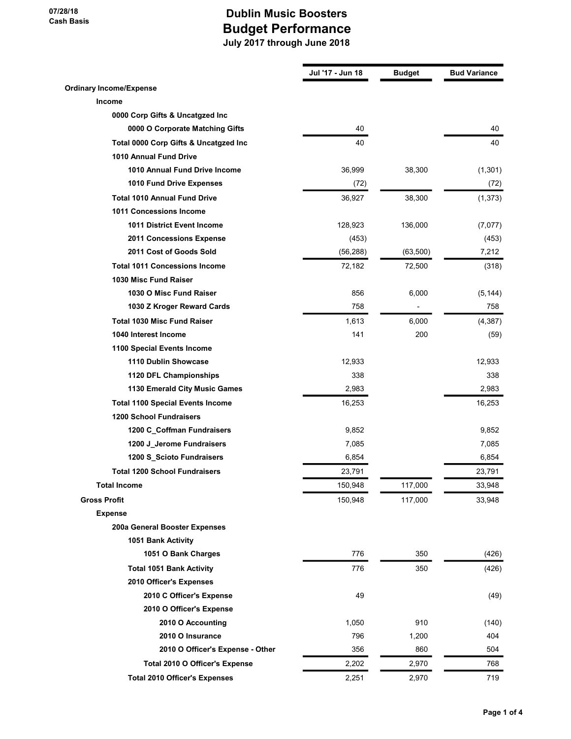07/28/18
Cash Basis

# Dublin Music Boosters
## Budget Performance
### July 2017 through June 2018

| | Jul '17 - Jun 18 | Budget | Bud Variance |
|---|---|---|---|
| **Ordinary Income/Expense** | | | |
| **Income** | | | |
| **0000 Corp Gifts & Uncatgzed Inc** | | | |
| **0000 O Corporate Matching Gifts** | 40 | | 40 |
| **Total 0000 Corp Gifts & Uncatgzed Inc** | 40 | | 40 |
| **1010 Annual Fund Drive** | | | |
| **1010 Annual Fund Drive Income** | 36,999 | 38,300 | (1,301) |
| **1010 Fund Drive Expenses** | (72) | | (72) |
| **Total 1010 Annual Fund Drive** | 36,927 | 38,300 | (1,373) |
| **1011 Concessions Income** | | | |
| **1011 District Event Income** | 128,923 | 136,000 | (7,077) |
| **2011 Concessions Expense** | (453) | | (453) |
| **2011 Cost of Goods Sold** | (56,288) | (63,500) | 7,212 |
| **Total 1011 Concessions Income** | 72,182 | 72,500 | (318) |
| **1030 Misc Fund Raiser** | | | |
| **1030 O Misc Fund Raiser** | 856 | 6,000 | (5,144) |
| **1030 Z Kroger Reward Cards** | 758 | - | 758 |
| **Total 1030 Misc Fund Raiser** | 1,613 | 6,000 | (4,387) |
| **1040 Interest Income** | 141 | 200 | (59) |
| **1100 Special Events Income** | | | |
| **1110 Dublin Showcase** | 12,933 | | 12,933 |
| **1120 DFL Championships** | 338 | | 338 |
| **1130 Emerald City Music Games** | 2,983 | | 2,983 |
| **Total 1100 Special Events Income** | 16,253 | | 16,253 |
| **1200 School Fundraisers** | | | |
| **1200 C_Coffman Fundraisers** | 9,852 | | 9,852 |
| **1200 J_Jerome Fundraisers** | 7,085 | | 7,085 |
| **1200 S_Scioto Fundraisers** | 6,854 | | 6,854 |
| **Total 1200 School Fundraisers** | 23,791 | | 23,791 |
| **Total Income** | 150,948 | 117,000 | 33,948 |
| **Gross Profit** | 150,948 | 117,000 | 33,948 |
| **Expense** | | | |
| **200a General Booster Expenses** | | | |
| **1051 Bank Activity** | | | |
| **1051 O Bank Charges** | 776 | 350 | (426) |
| **Total 1051 Bank Activity** | 776 | 350 | (426) |
| **2010 Officer's Expenses** | | | |
| **2010 C Officer's Expense** | 49 | | (49) |
| **2010 O Officer's Expense** | | | |
| **2010 O Accounting** | 1,050 | 910 | (140) |
| **2010 O Insurance** | 796 | 1,200 | 404 |
| **2010 O Officer's Expense - Other** | 356 | 860 | 504 |
| **Total 2010 O Officer's Expense** | 2,202 | 2,970 | 768 |
| **Total 2010 Officer's Expenses** | 2,251 | 2,970 | 719 |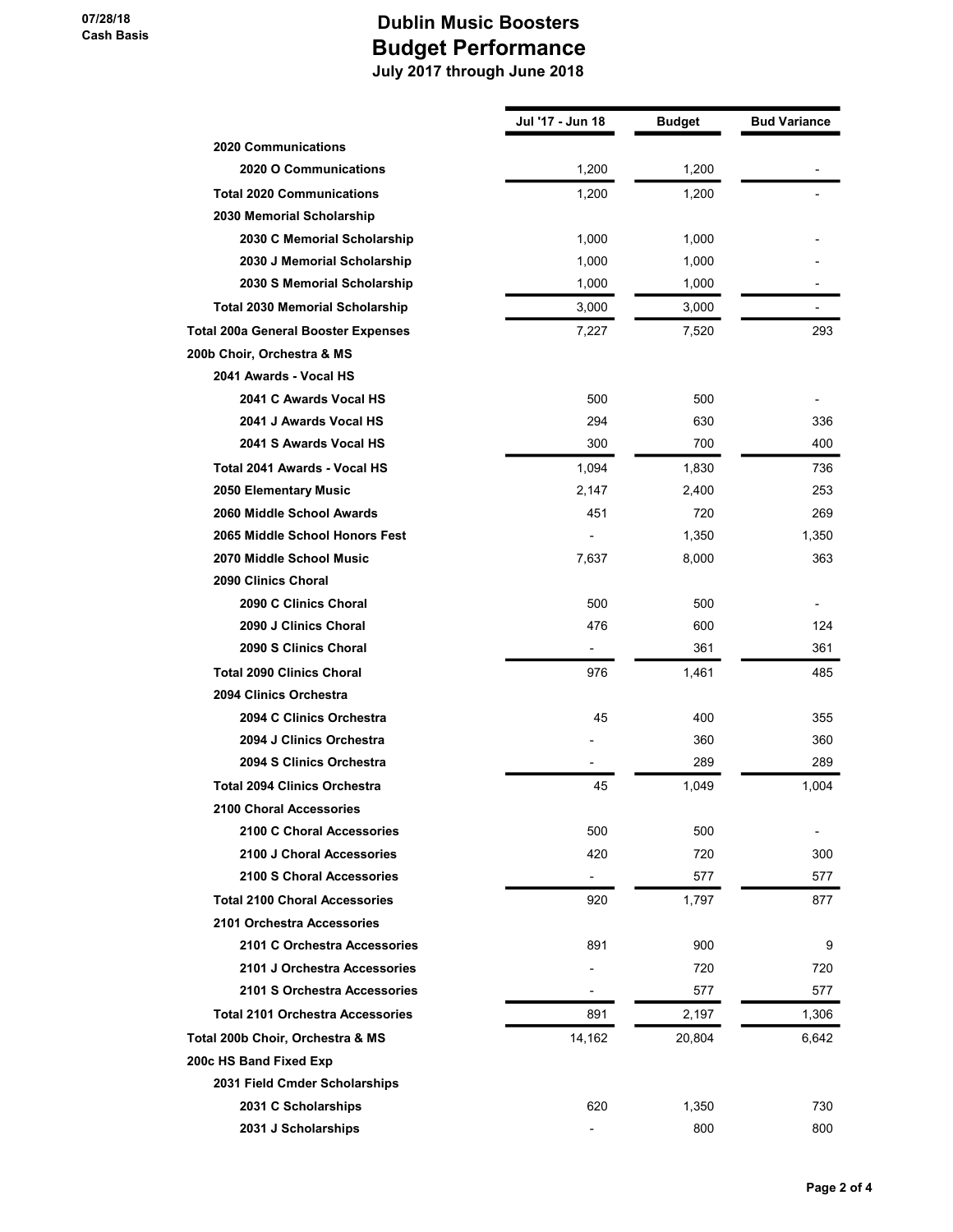# Dublin Music Boosters
## Budget Performance
### July 2017 through June 2018

07/28/18
Cash Basis

| | Jul '17 - Jun 18 | Budget | Bud Variance |
|---|---|---|---|
| **2020 Communications** | | | |
| **2020 O Communications** | 1,200 | 1,200 | - |
| **Total 2020 Communications** | 1,200 | 1,200 | - |
| **2030 Memorial Scholarship** | | | |
| **2030 C Memorial Scholarship** | 1,000 | 1,000 | - |
| **2030 J Memorial Scholarship** | 1,000 | 1,000 | - |
| **2030 S Memorial Scholarship** | 1,000 | 1,000 | - |
| **Total 2030 Memorial Scholarship** | 3,000 | 3,000 | - |
| **Total 200a General Booster Expenses** | 7,227 | 7,520 | 293 |
| **200b Choir, Orchestra & MS** | | | |
| **2041 Awards - Vocal HS** | | | |
| **2041 C Awards Vocal HS** | 500 | 500 | - |
| **2041 J Awards Vocal HS** | 294 | 630 | 336 |
| **2041 S Awards Vocal HS** | 300 | 700 | 400 |
| **Total 2041 Awards - Vocal HS** | 1,094 | 1,830 | 736 |
| **2050 Elementary Music** | 2,147 | 2,400 | 253 |
| **2060 Middle School Awards** | 451 | 720 | 269 |
| **2065 Middle School Honors Fest** | - | 1,350 | 1,350 |
| **2070 Middle School Music** | 7,637 | 8,000 | 363 |
| **2090 Clinics Choral** | | | |
| **2090 C Clinics Choral** | 500 | 500 | - |
| **2090 J Clinics Choral** | 476 | 600 | 124 |
| **2090 S Clinics Choral** | - | 361 | 361 |
| **Total 2090 Clinics Choral** | 976 | 1,461 | 485 |
| **2094 Clinics Orchestra** | | | |
| **2094 C Clinics Orchestra** | 45 | 400 | 355 |
| **2094 J Clinics Orchestra** | - | 360 | 360 |
| **2094 S Clinics Orchestra** | - | 289 | 289 |
| **Total 2094 Clinics Orchestra** | 45 | 1,049 | 1,004 |
| **2100 Choral Accessories** | | | |
| **2100 C Choral Accessories** | 500 | 500 | - |
| **2100 J Choral Accessories** | 420 | 720 | 300 |
| **2100 S Choral Accessories** | - | 577 | 577 |
| **Total 2100 Choral Accessories** | 920 | 1,797 | 877 |
| **2101 Orchestra Accessories** | | | |
| **2101 C Orchestra Accessories** | 891 | 900 | 9 |
| **2101 J Orchestra Accessories** | - | 720 | 720 |
| **2101 S Orchestra Accessories** | - | 577 | 577 |
| **Total 2101 Orchestra Accessories** | 891 | 2,197 | 1,306 |
| **Total 200b Choir, Orchestra & MS** | 14,162 | 20,804 | 6,642 |
| **200c HS Band Fixed Exp** | | | |
| **2031 Field Cmder Scholarships** | | | |
| **2031 C Scholarships** | 620 | 1,350 | 730 |
| **2031 J Scholarships** | - | 800 | 800 |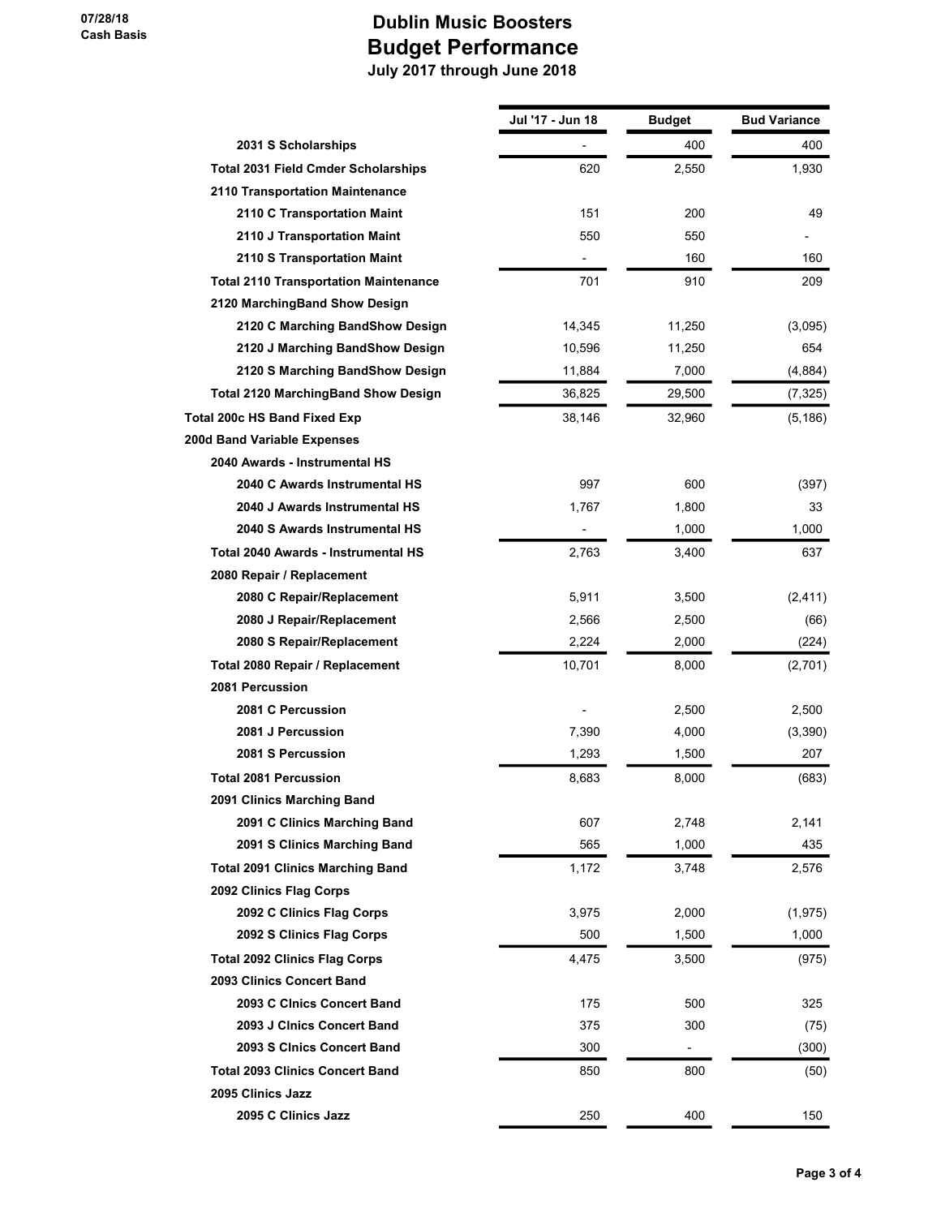07/28/18
Cash Basis

# Dublin Music Boosters
## Budget Performance
### July 2017 through June 2018

| | Jul '17 - Jun 18 | Budget | Bud Variance |
|---|---|---|---|
| 2031 S Scholarships | - | 400 | 400 |
| Total 2031 Field Cmder Scholarships | 620 | 2,550 | 1,930 |
| 2110 Transportation Maintenance | | | |
| 2110 C Transportation Maint | 151 | 200 | 49 |
| 2110 J Transportation Maint | 550 | 550 | - |
| 2110 S Transportation Maint | - | 160 | 160 |
| Total 2110 Transportation Maintenance | 701 | 910 | 209 |
| 2120 MarchingBand Show Design | | | |
| 2120 C Marching BandShow Design | 14,345 | 11,250 | (3,095) |
| 2120 J Marching BandShow Design | 10,596 | 11,250 | 654 |
| 2120 S Marching BandShow Design | 11,884 | 7,000 | (4,884) |
| Total 2120 MarchingBand Show Design | 36,825 | 29,500 | (7,325) |
| Total 200c HS Band Fixed Exp | 38,146 | 32,960 | (5,186) |
| 200d Band Variable Expenses | | | |
| 2040 Awards - Instrumental HS | | | |
| 2040 C Awards Instrumental HS | 997 | 600 | (397) |
| 2040 J Awards Instrumental HS | 1,767 | 1,800 | 33 |
| 2040 S Awards Instrumental HS | - | 1,000 | 1,000 |
| Total 2040 Awards - Instrumental HS | 2,763 | 3,400 | 637 |
| 2080 Repair / Replacement | | | |
| 2080 C Repair/Replacement | 5,911 | 3,500 | (2,411) |
| 2080 J Repair/Replacement | 2,566 | 2,500 | (66) |
| 2080 S Repair/Replacement | 2,224 | 2,000 | (224) |
| Total 2080 Repair / Replacement | 10,701 | 8,000 | (2,701) |
| 2081 Percussion | | | |
| 2081 C Percussion | - | 2,500 | 2,500 |
| 2081 J Percussion | 7,390 | 4,000 | (3,390) |
| 2081 S Percussion | 1,293 | 1,500 | 207 |
| Total 2081 Percussion | 8,683 | 8,000 | (683) |
| 2091 Clinics Marching Band | | | |
| 2091 C Clinics Marching Band | 607 | 2,748 | 2,141 |
| 2091 S Clinics Marching Band | 565 | 1,000 | 435 |
| Total 2091 Clinics Marching Band | 1,172 | 3,748 | 2,576 |
| 2092 Clinics Flag Corps | | | |
| 2092 C Clinics Flag Corps | 3,975 | 2,000 | (1,975) |
| 2092 S Clinics Flag Corps | 500 | 1,500 | 1,000 |
| Total 2092 Clinics Flag Corps | 4,475 | 3,500 | (975) |
| 2093 Clinics Concert Band | | | |
| 2093 C Clnics Concert Band | 175 | 500 | 325 |
| 2093 J Clnics Concert Band | 375 | 300 | (75) |
| 2093 S Clnics Concert Band | 300 | - | (300) |
| Total 2093 Clinics Concert Band | 850 | 800 | (50) |
| 2095 Clinics Jazz | | | |
| 2095 C Clinics Jazz | 250 | 400 | 150 |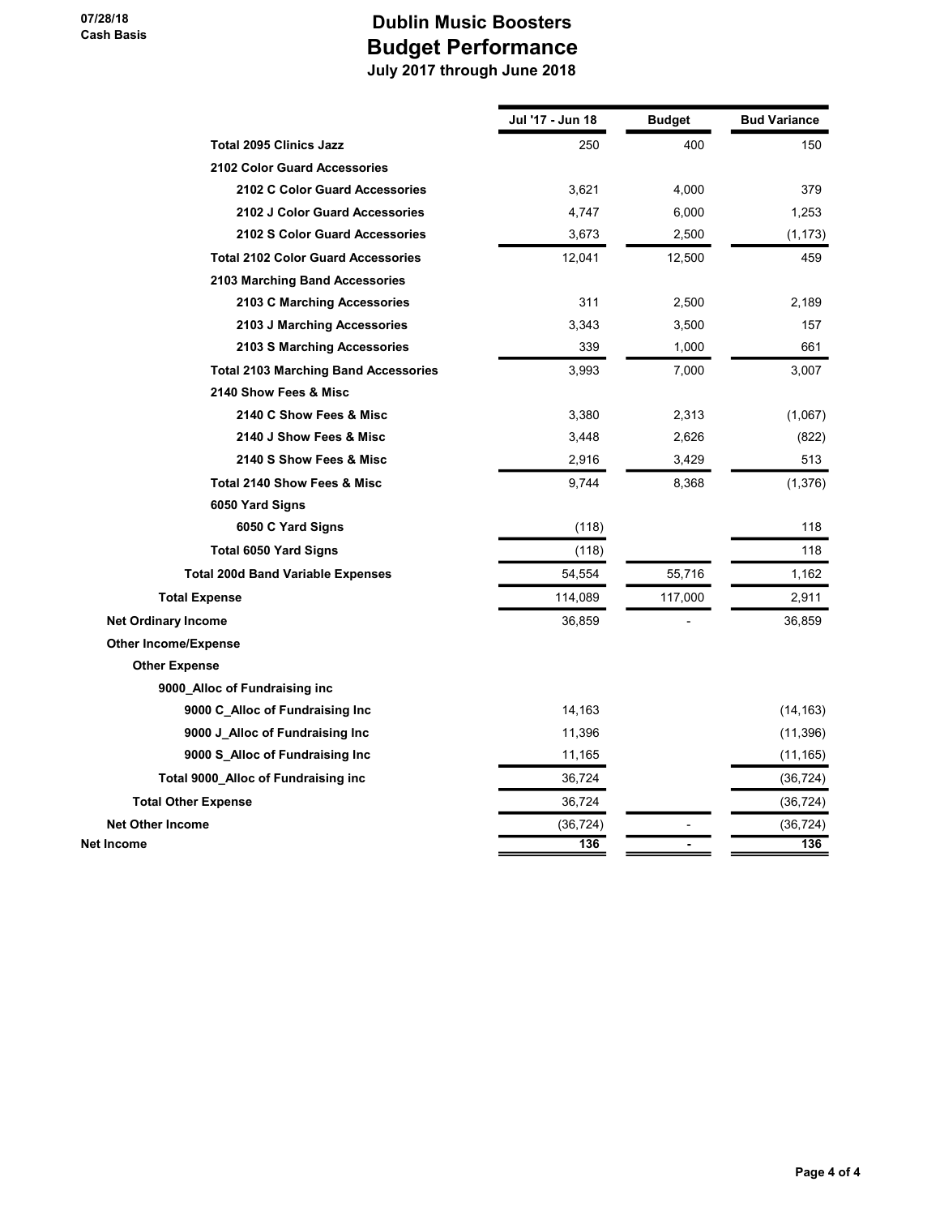07/28/18
Cash Basis

# Dublin Music Boosters
## Budget Performance
### July 2017 through June 2018

| | Jul '17 - Jun 18 | Budget | Bud Variance |
|---|---|---|---|
| Total 2095 Clinics Jazz | 250 | 400 | 150 |
| 2102 Color Guard Accessories | | | |
| 2102 C Color Guard Accessories | 3,621 | 4,000 | 379 |
| 2102 J Color Guard Accessories | 4,747 | 6,000 | 1,253 |
| 2102 S Color Guard Accessories | 3,673 | 2,500 | (1,173) |
| Total 2102 Color Guard Accessories | 12,041 | 12,500 | 459 |
| 2103 Marching Band Accessories | | | |
| 2103 C Marching Accessories | 311 | 2,500 | 2,189 |
| 2103 J Marching Accessories | 3,343 | 3,500 | 157 |
| 2103 S Marching Accessories | 339 | 1,000 | 661 |
| Total 2103 Marching Band Accessories | 3,993 | 7,000 | 3,007 |
| 2140 Show Fees & Misc | | | |
| 2140 C Show Fees & Misc | 3,380 | 2,313 | (1,067) |
| 2140 J Show Fees & Misc | 3,448 | 2,626 | (822) |
| 2140 S Show Fees & Misc | 2,916 | 3,429 | 513 |
| Total 2140 Show Fees & Misc | 9,744 | 8,368 | (1,376) |
| 6050 Yard Signs | | | |
| 6050 C Yard Signs | (118) | | 118 |
| Total 6050 Yard Signs | (118) | | 118 |
| Total 200d Band Variable Expenses | 54,554 | 55,716 | 1,162 |
| Total Expense | 114,089 | 117,000 | 2,911 |
| Net Ordinary Income | 36,859 | - | 36,859 |
| Other Income/Expense | | | |
| Other Expense | | | |
| 9000_Alloc of Fundraising inc | | | |
| 9000 C_Alloc of Fundraising Inc | 14,163 | | (14,163) |
| 9000 J_Alloc of Fundraising Inc | 11,396 | | (11,396) |
| 9000 S_Alloc of Fundraising Inc | 11,165 | | (11,165) |
| Total 9000_Alloc of Fundraising inc | 36,724 | | (36,724) |
| Total Other Expense | 36,724 | | (36,724) |
| Net Other Income | (36,724) | - | (36,724) |
| Net Income | 136 | - | 136 |